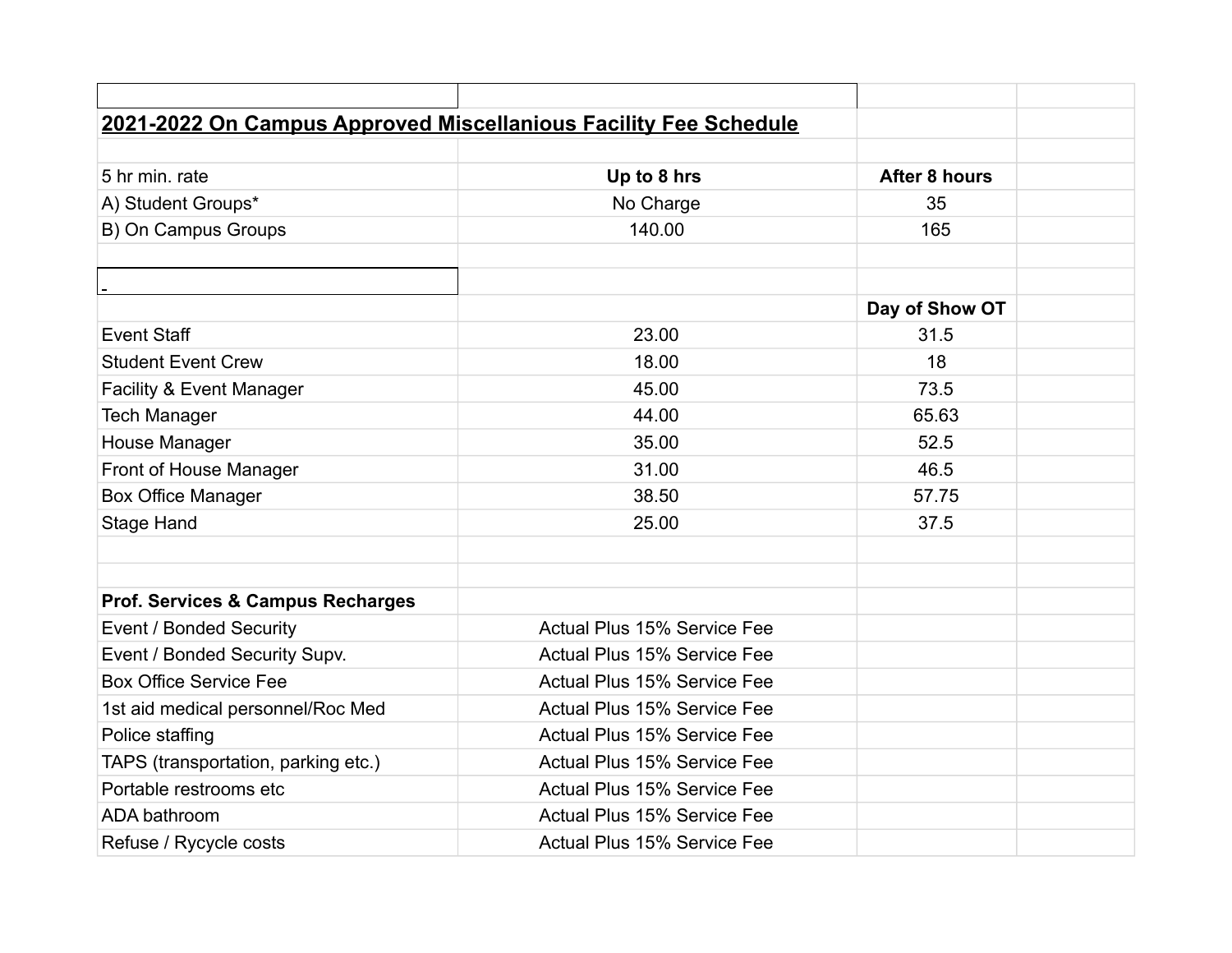## 2021-2022 On Campus Approved Miscellanious Facility Fee Schedule

| 5 hr min. rate | Up to 8 hrs | After 8 hours |
|---|---|---|
| A) Student Groups* | No Charge | 35 |
| B) On Campus Groups | 140.00 | 165 |

-

| | | Day of Show OT |
|---|---|---|
| Event Staff | 23.00 | 31.5 |
| Student Event Crew | 18.00 | 18 |
| Facility & Event Manager | 45.00 | 73.5 |
| Tech Manager | 44.00 | 65.63 |
| House Manager | 35.00 | 52.5 |
| Front of House Manager | 31.00 | 46.5 |
| Box Office Manager | 38.50 | 57.75 |
| Stage Hand | 25.00 | 37.5 |

| **Prof. Services & Campus Recharges** | |
|---|---|
| Event / Bonded Security | Actual Plus 15% Service Fee |
| Event / Bonded Security Supv. | Actual Plus 15% Service Fee |
| Box Office Service Fee | Actual Plus 15% Service Fee |
| 1st aid medical personnel/Roc Med | Actual Plus 15% Service Fee |
| Police staffing | Actual Plus 15% Service Fee |
| TAPS (transportation, parking etc.) | Actual Plus 15% Service Fee |
| Portable restrooms etc | Actual Plus 15% Service Fee |
| ADA bathroom | Actual Plus 15% Service Fee |
| Refuse / Rycycle costs | Actual Plus 15% Service Fee |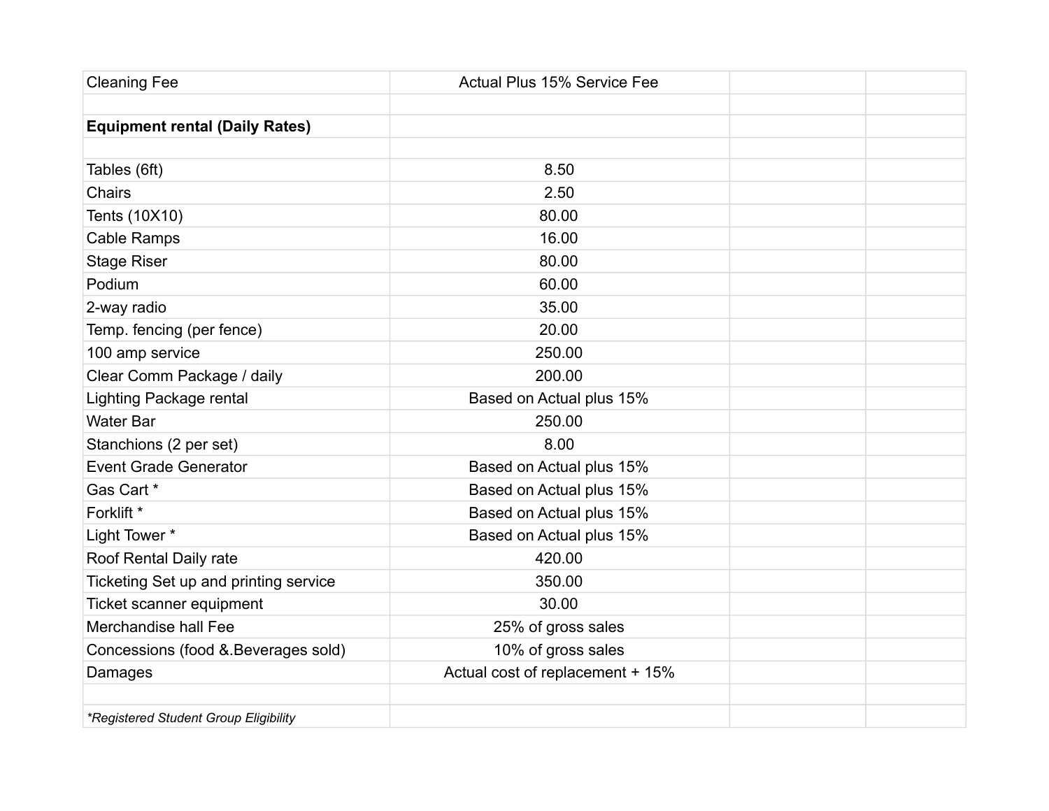| Cleaning Fee | Actual Plus 15% Service Fee | | |
|---|---|---|---|
| | | | |
| **Equipment rental (Daily Rates)** | | | |
| | | | |
| Tables (6ft) | 8.50 | | |
| Chairs | 2.50 | | |
| Tents (10X10) | 80.00 | | |
| Cable Ramps | 16.00 | | |
| Stage Riser | 80.00 | | |
| Podium | 60.00 | | |
| 2-way radio | 35.00 | | |
| Temp. fencing (per fence) | 20.00 | | |
| 100 amp service | 250.00 | | |
| Clear Comm Package / daily | 200.00 | | |
| Lighting Package rental | Based on Actual plus 15% | | |
| Water Bar | 250.00 | | |
| Stanchions (2 per set) | 8.00 | | |
| Event Grade Generator | Based on Actual plus 15% | | |
| Gas Cart * | Based on Actual plus 15% | | |
| Forklift * | Based on Actual plus 15% | | |
| Light Tower * | Based on Actual plus 15% | | |
| Roof Rental Daily rate | 420.00 | | |
| Ticketing Set up and printing service | 350.00 | | |
| Ticket scanner equipment | 30.00 | | |
| Merchandise hall Fee | 25% of gross sales | | |
| Concessions (food &.Beverages sold) | 10% of gross sales | | |
| Damages | Actual cost of replacement + 15% | | |
| | | | |
| *\*Registered Student Group Eligibility* | | | |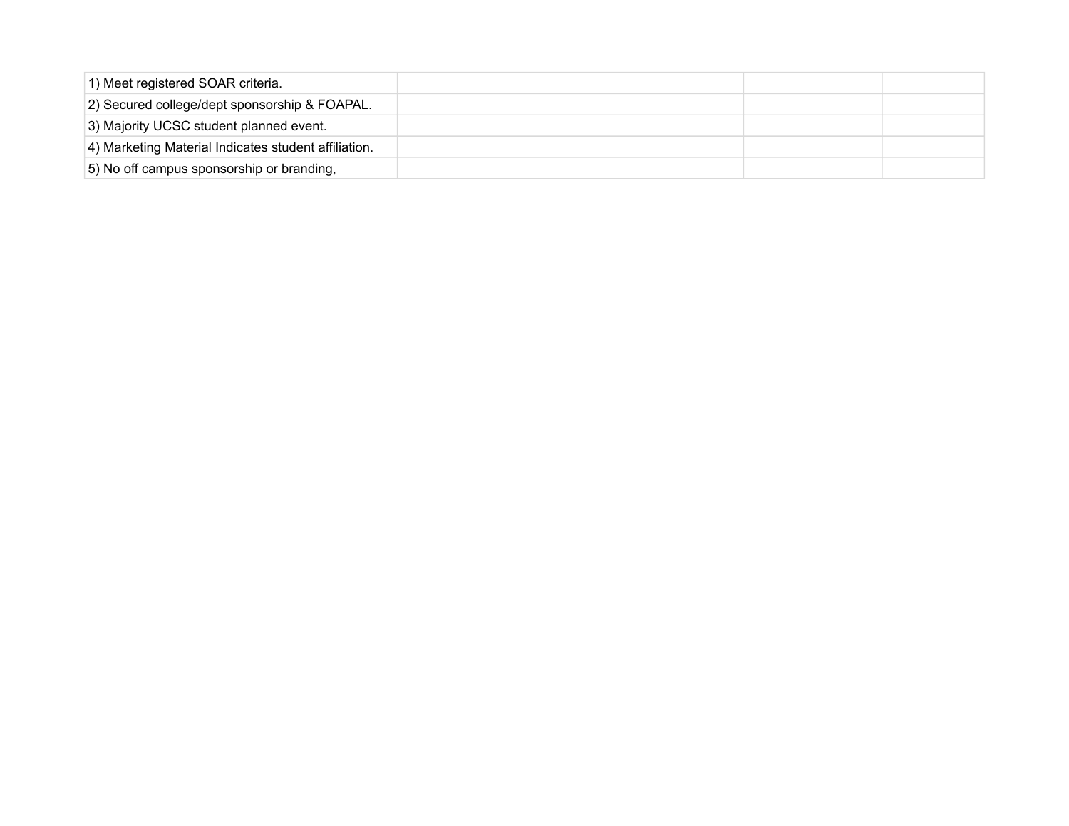| | | | |
|---|---|---|---|
| 1) Meet registered SOAR criteria. | | | |
| 2) Secured college/dept sponsorship & FOAPAL. | | | |
| 3) Majority UCSC student planned event. | | | |
| 4) Marketing Material Indicates student affiliation. | | | |
| 5) No off campus sponsorship or branding, | | | |